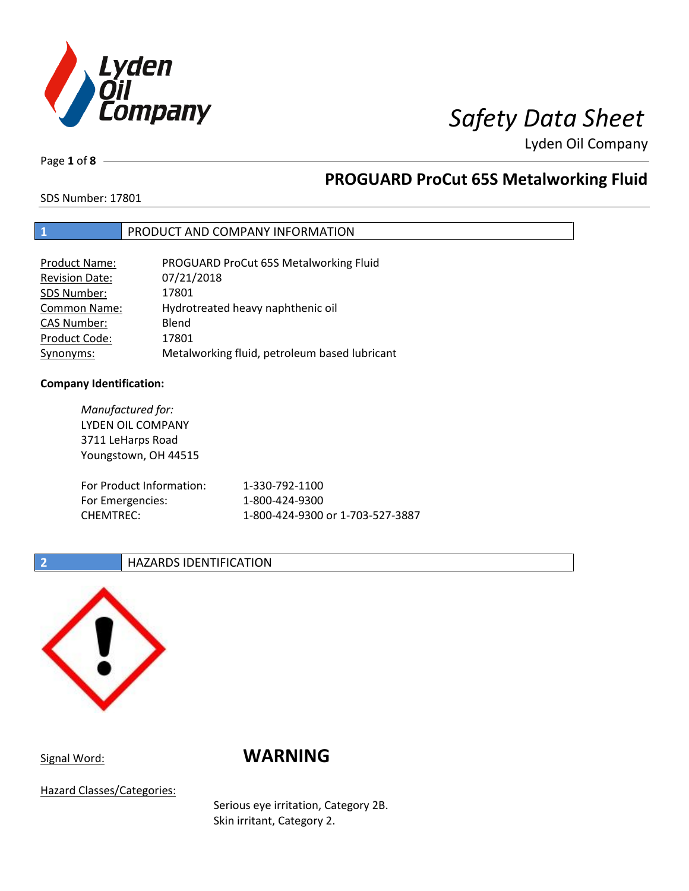# Safety Data Sheet

Lyden Oil Company

## PROGUARD ProCut 65S Metalworking Fluid

SDS Number: 17801

## 1 PRODUCT AND COMPANY INFORMATION

| | |
|---|---|
| Product Name: | PROGUARD ProCut 65S Metalworking Fluid |
| Revision Date: | 07/21/2018 |
| SDS Number: | 17801 |
| Common Name: | Hydrotreated heavy naphthenic oil |
| CAS Number: | Blend |
| Product Code: | 17801 |
| Synonyms: | Metalworking fluid, petroleum based lubricant |

**Company Identification:**

*Manufactured for:*
LYDEN OIL COMPANY
3711 LeHarps Road
Youngstown, OH 44515

| | |
|---|---|
| For Product Information: | 1-330-792-1100 |
| For Emergencies: | 1-800-424-9300 |
| CHEMTREC: | 1-800-424-9300 or 1-703-527-3887 |

## 2 HAZARDS IDENTIFICATION

Signal Word: **WARNING**

Hazard Classes/Categories:

Serious eye irritation, Category 2B.
Skin irritant, Category 2.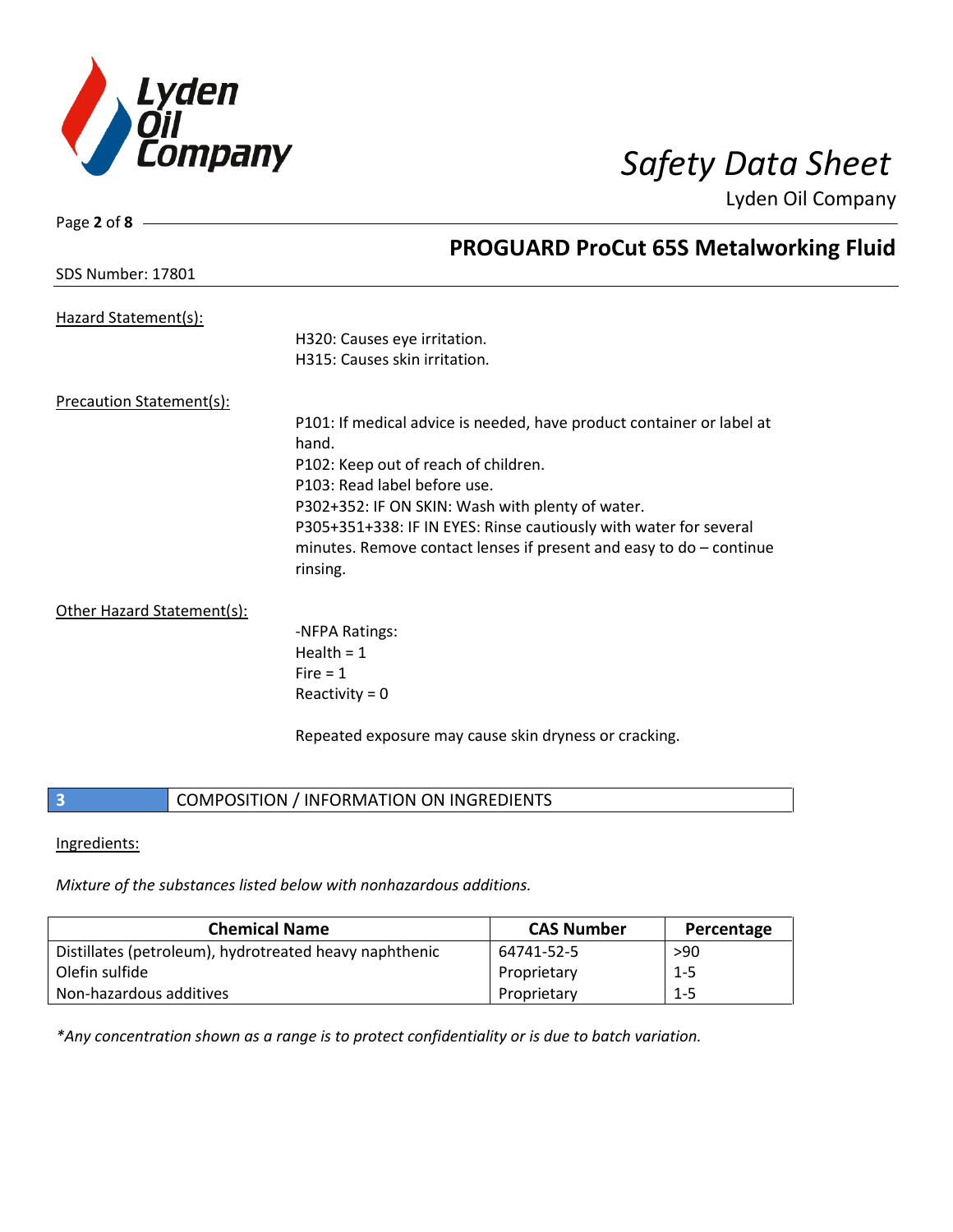## PROGUARD ProCut 65S Metalworking Fluid

SDS Number: 17801

Hazard Statement(s):

H320: Causes eye irritation.
H315: Causes skin irritation.

Precaution Statement(s):

P101: If medical advice is needed, have product container or label at hand.
P102: Keep out of reach of children.
P103: Read label before use.
P302+352: IF ON SKIN: Wash with plenty of water.
P305+351+338: IF IN EYES: Rinse cautiously with water for several minutes. Remove contact lenses if present and easy to do – continue rinsing.

Other Hazard Statement(s):

-NFPA Ratings:
Health = 1
Fire = 1
Reactivity = 0

Repeated exposure may cause skin dryness or cracking.

## 3 COMPOSITION / INFORMATION ON INGREDIENTS

Ingredients:

*Mixture of the substances listed below with nonhazardous additions.*

| Chemical Name | CAS Number | Percentage |
|---|---|---|
| Distillates (petroleum), hydrotreated heavy naphthenic | 64741-52-5 | >90 |
| Olefin sulfide | Proprietary | 1-5 |
| Non-hazardous additives | Proprietary | 1-5 |

*Any concentration shown as a range is to protect confidentiality or is due to batch variation.*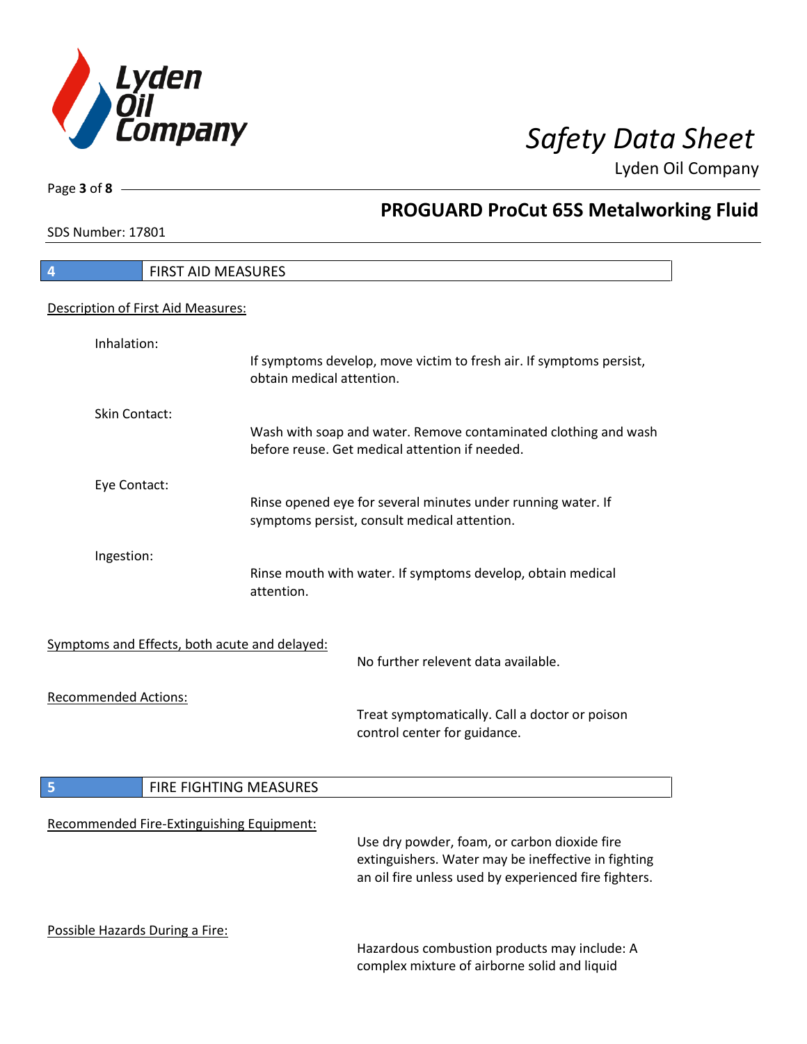## 4 FIRST AID MEASURES

Description of First Aid Measures:

Inhalation:
If symptoms develop, move victim to fresh air. If symptoms persist, obtain medical attention.

Skin Contact:
Wash with soap and water. Remove contaminated clothing and wash before reuse. Get medical attention if needed.

Eye Contact:
Rinse opened eye for several minutes under running water. If symptoms persist, consult medical attention.

Ingestion:
Rinse mouth with water. If symptoms develop, obtain medical attention.

Symptoms and Effects, both acute and delayed:
No further relevent data available.

Recommended Actions:
Treat symptomatically. Call a doctor or poison control center for guidance.

## 5 FIRE FIGHTING MEASURES

Recommended Fire-Extinguishing Equipment:
Use dry powder, foam, or carbon dioxide fire extinguishers. Water may be ineffective in fighting an oil fire unless used by experienced fire fighters.

Possible Hazards During a Fire:
Hazardous combustion products may include: A complex mixture of airborne solid and liquid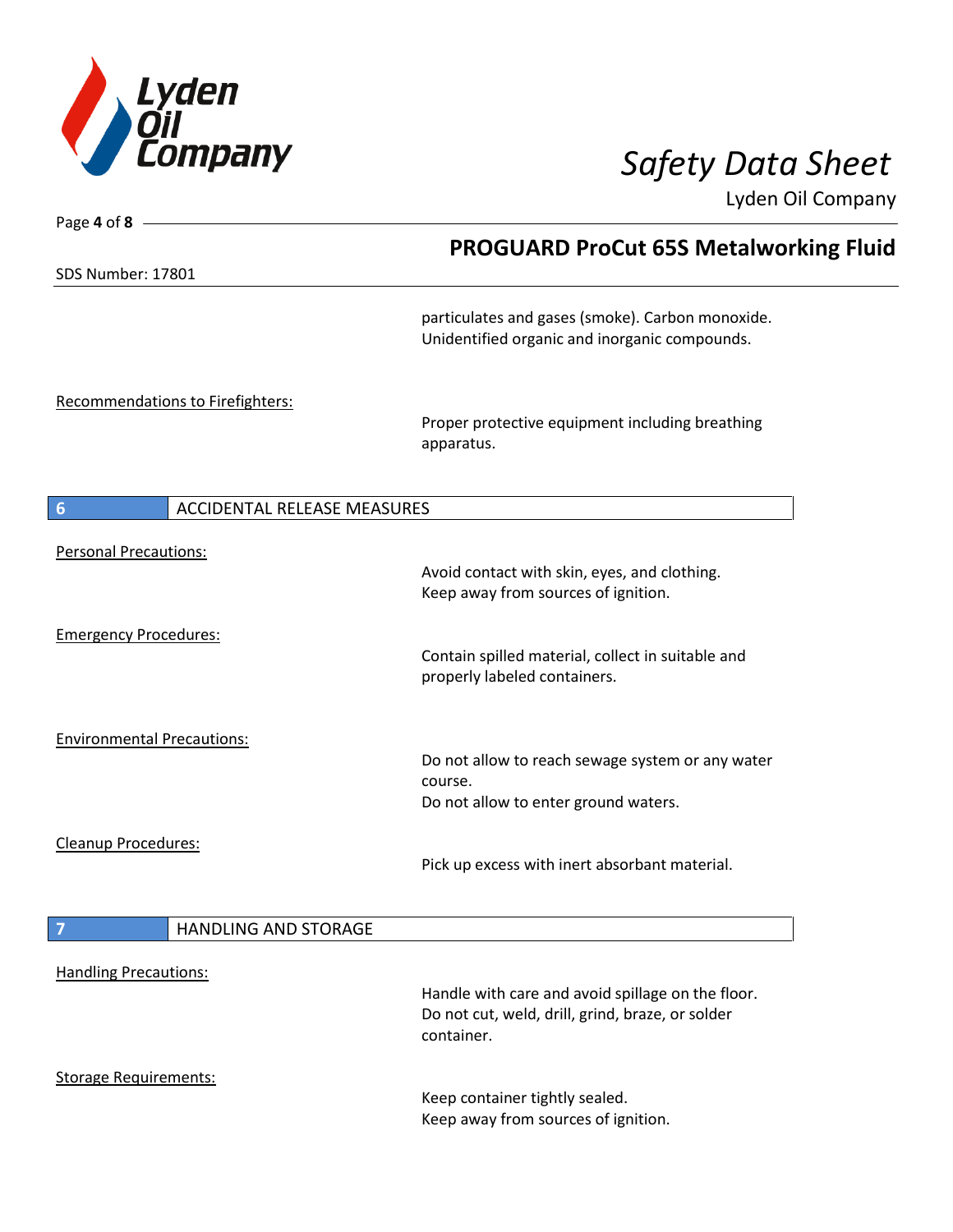particulates and gases (smoke). Carbon monoxide. Unidentified organic and inorganic compounds.

Recommendations to Firefighters:

Proper protective equipment including breathing apparatus.

## 6 ACCIDENTAL RELEASE MEASURES

Personal Precautions:

Avoid contact with skin, eyes, and clothing.
Keep away from sources of ignition.

Emergency Procedures:

Contain spilled material, collect in suitable and properly labeled containers.

Environmental Precautions:

Do not allow to reach sewage system or any water course.
Do not allow to enter ground waters.

Cleanup Procedures:

Pick up excess with inert absorbant material.

## 7 HANDLING AND STORAGE

Handling Precautions:

Handle with care and avoid spillage on the floor.
Do not cut, weld, drill, grind, braze, or solder container.

Storage Requirements:

Keep container tightly sealed.
Keep away from sources of ignition.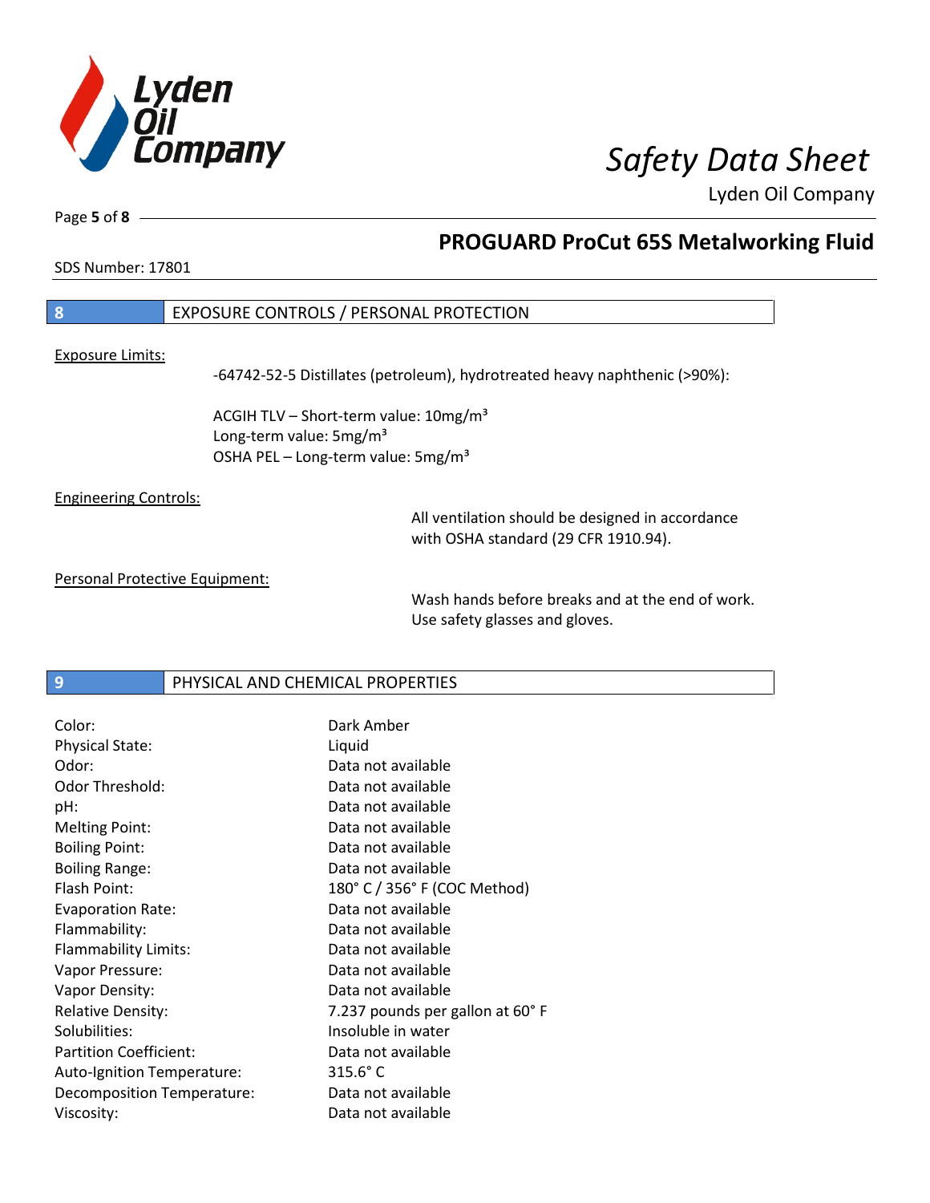## 8 EXPOSURE CONTROLS / PERSONAL PROTECTION

Exposure Limits:

-64742-52-5 Distillates (petroleum), hydrotreated heavy naphthenic (>90%):

ACGIH TLV – Short-term value: 10mg/m³
Long-term value: 5mg/m³
OSHA PEL – Long-term value: 5mg/m³

Engineering Controls:

All ventilation should be designed in accordance with OSHA standard (29 CFR 1910.94).

Personal Protective Equipment:

Wash hands before breaks and at the end of work. Use safety glasses and gloves.

## 9 PHYSICAL AND CHEMICAL PROPERTIES

| | |
|---|---|
| Color: | Dark Amber |
| Physical State: | Liquid |
| Odor: | Data not available |
| Odor Threshold: | Data not available |
| pH: | Data not available |
| Melting Point: | Data not available |
| Boiling Point: | Data not available |
| Boiling Range: | Data not available |
| Flash Point: | 180° C / 356° F (COC Method) |
| Evaporation Rate: | Data not available |
| Flammability: | Data not available |
| Flammability Limits: | Data not available |
| Vapor Pressure: | Data not available |
| Vapor Density: | Data not available |
| Relative Density: | 7.237 pounds per gallon at 60° F |
| Solubilities: | Insoluble in water |
| Partition Coefficient: | Data not available |
| Auto-Ignition Temperature: | 315.6° C |
| Decomposition Temperature: | Data not available |
| Viscosity: | Data not available |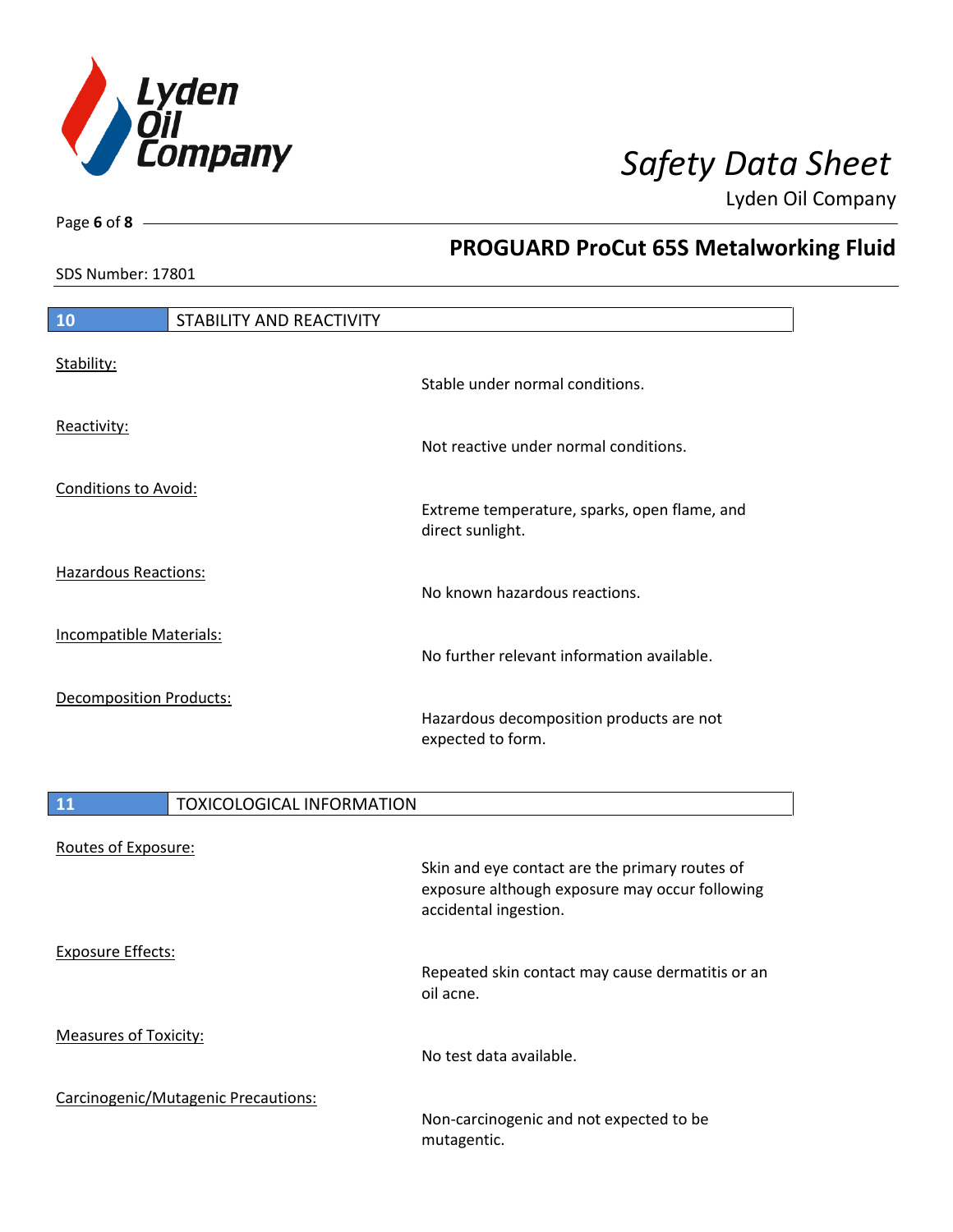## 10 STABILITY AND REACTIVITY

Stability:
Stable under normal conditions.

Reactivity:
Not reactive under normal conditions.

Conditions to Avoid:
Extreme temperature, sparks, open flame, and direct sunlight.

Hazardous Reactions:
No known hazardous reactions.

Incompatible Materials:
No further relevant information available.

Decomposition Products:
Hazardous decomposition products are not expected to form.

## 11 TOXICOLOGICAL INFORMATION

Routes of Exposure:
Skin and eye contact are the primary routes of exposure although exposure may occur following accidental ingestion.

Exposure Effects:
Repeated skin contact may cause dermatitis or an oil acne.

Measures of Toxicity:
No test data available.

Carcinogenic/Mutagenic Precautions:
Non-carcinogenic and not expected to be mutagentic.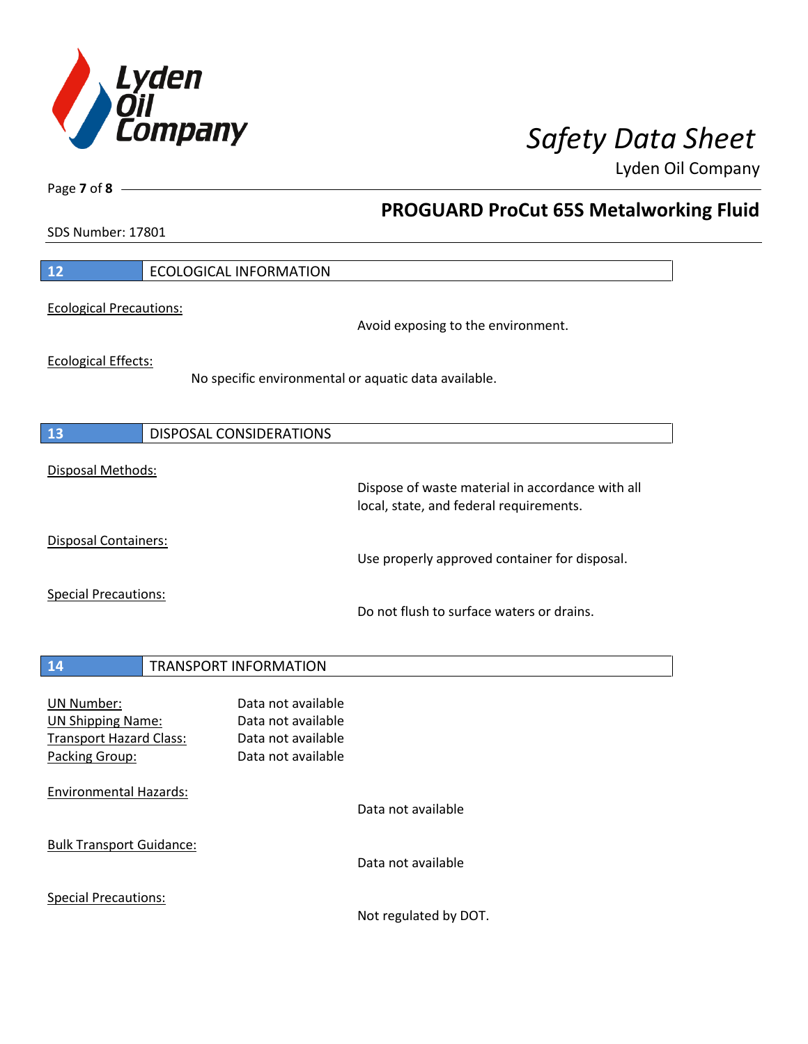## 12 ECOLOGICAL INFORMATION

Ecological Precautions:

Avoid exposing to the environment.

Ecological Effects:

No specific environmental or aquatic data available.

## 13 DISPOSAL CONSIDERATIONS

Disposal Methods:

Dispose of waste material in accordance with all local, state, and federal requirements.

Disposal Containers:

Use properly approved container for disposal.

Special Precautions:

Do not flush to surface waters or drains.

## 14 TRANSPORT INFORMATION

UN Number: Data not available
UN Shipping Name: Data not available
Transport Hazard Class: Data not available
Packing Group: Data not available

Environmental Hazards:

Data not available

Bulk Transport Guidance:

Data not available

Special Precautions:

Not regulated by DOT.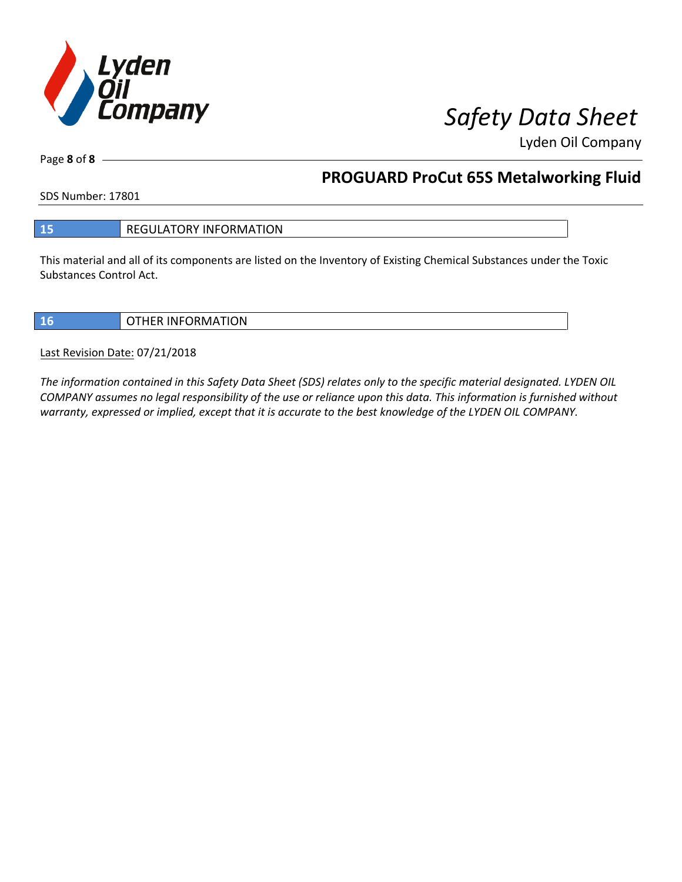## 15 REGULATORY INFORMATION

This material and all of its components are listed on the Inventory of Existing Chemical Substances under the Toxic Substances Control Act.

## 16 OTHER INFORMATION

Last Revision Date: 07/21/2018

*The information contained in this Safety Data Sheet (SDS) relates only to the specific material designated. LYDEN OIL COMPANY assumes no legal responsibility of the use or reliance upon this data. This information is furnished without warranty, expressed or implied, except that it is accurate to the best knowledge of the LYDEN OIL COMPANY.*